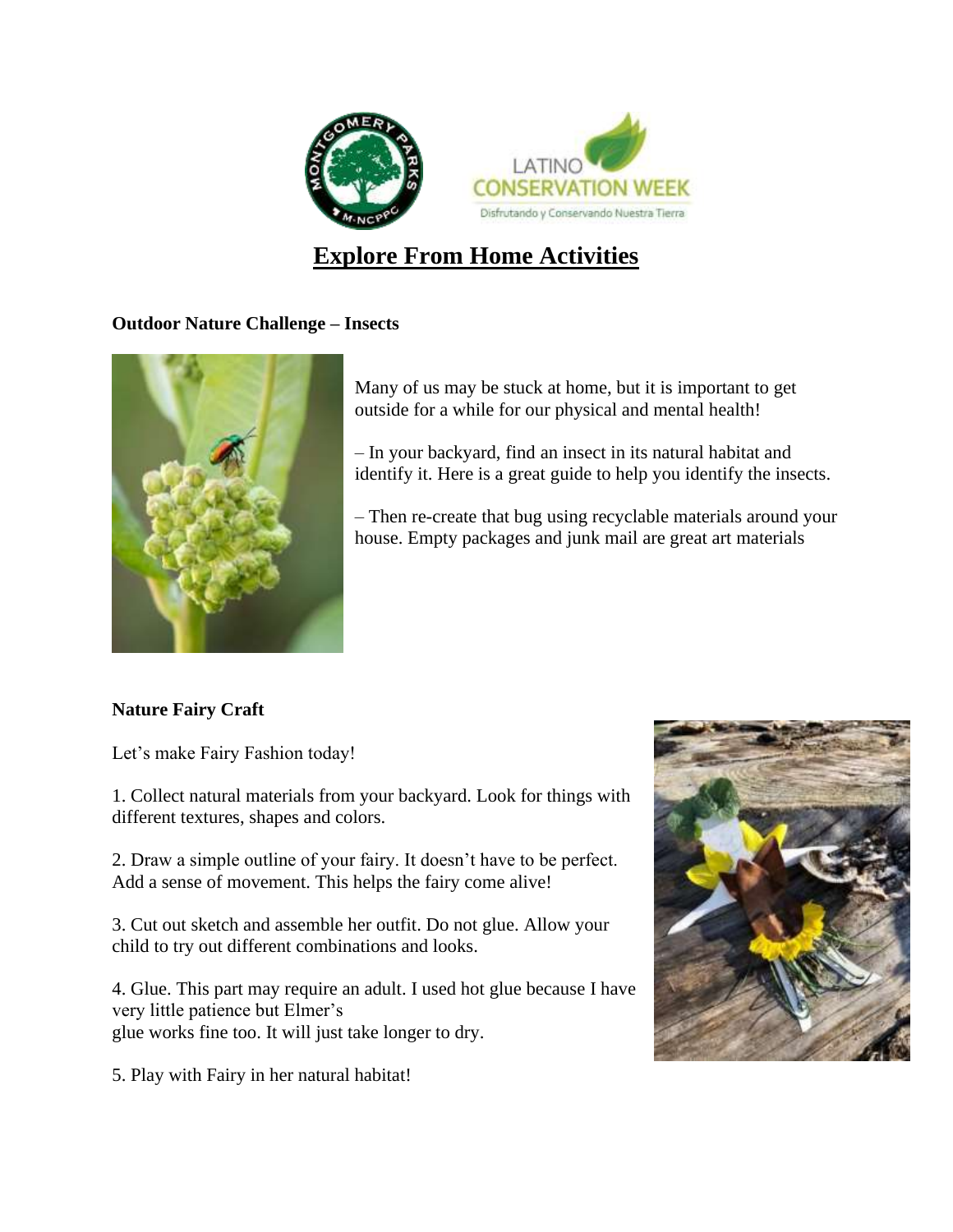# Explore From Home Activities

### Outdoor Nature Challenge – Insects

Many of us may be stuck at home, but it is important to get outside for a while for our physical and mental health!

– In your backyard, find an insect in its natural habitat and identify it. Here is a great guide to help you identify the insects.

– Then re-create that bug using recyclable materials around your house. Empty packages and junk mail are great art materials

### Nature Fairy Craft

Let's make Fairy Fashion today!

1. Collect natural materials from your backyard. Look for things with different textures, shapes and colors.

2. Draw a simple outline of your fairy. It doesn't have to be perfect. Add a sense of movement. This helps the fairy come alive!

3. Cut out sketch and assemble her outfit. Do not glue. Allow your child to try out different combinations and looks.

4. Glue. This part may require an adult. I used hot glue because I have very little patience but Elmer's glue works fine too. It will just take longer to dry.

5. Play with Fairy in her natural habitat!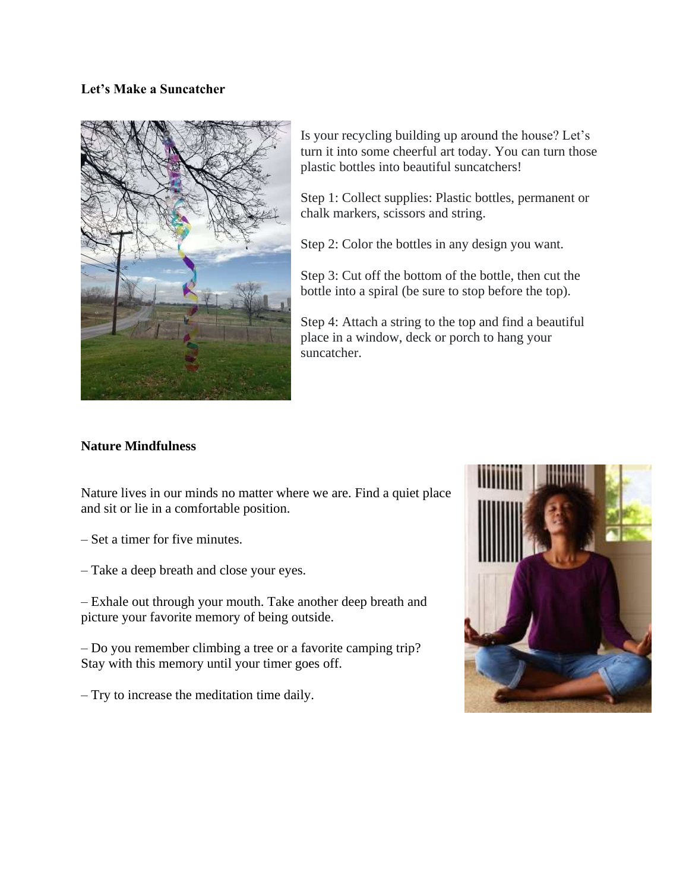**Let's Make a Suncatcher**

Is your recycling building up around the house? Let's turn it into some cheerful art today. You can turn those plastic bottles into beautiful suncatchers!

Step 1: Collect supplies: Plastic bottles, permanent or chalk markers, scissors and string.

Step 2: Color the bottles in any design you want.

Step 3: Cut off the bottom of the bottle, then cut the bottle into a spiral (be sure to stop before the top).

Step 4: Attach a string to the top and find a beautiful place in a window, deck or porch to hang your suncatcher.

**Nature Mindfulness**

Nature lives in our minds no matter where we are. Find a quiet place and sit or lie in a comfortable position.

– Set a timer for five minutes.

– Take a deep breath and close your eyes.

– Exhale out through your mouth. Take another deep breath and picture your favorite memory of being outside.

– Do you remember climbing a tree or a favorite camping trip? Stay with this memory until your timer goes off.

– Try to increase the meditation time daily.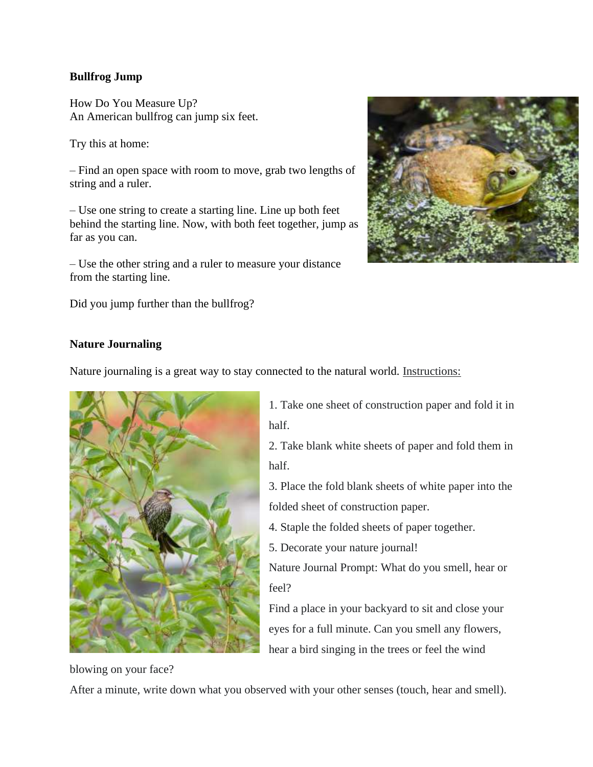**Bullfrog Jump**

How Do You Measure Up?
An American bullfrog can jump six feet.

Try this at home:

– Find an open space with room to move, grab two lengths of string and a ruler.

– Use one string to create a starting line. Line up both feet behind the starting line. Now, with both feet together, jump as far as you can.

– Use the other string and a ruler to measure your distance from the starting line.

Did you jump further than the bullfrog?

**Nature Journaling**

Nature journaling is a great way to stay connected to the natural world. Instructions:

1. Take one sheet of construction paper and fold it in half.
2. Take blank white sheets of paper and fold them in half.
3. Place the fold blank sheets of white paper into the folded sheet of construction paper.
4. Staple the folded sheets of paper together.
5. Decorate your nature journal!

Nature Journal Prompt: What do you smell, hear or feel?

Find a place in your backyard to sit and close your eyes for a full minute. Can you smell any flowers, hear a bird singing in the trees or feel the wind blowing on your face?

After a minute, write down what you observed with your other senses (touch, hear and smell).